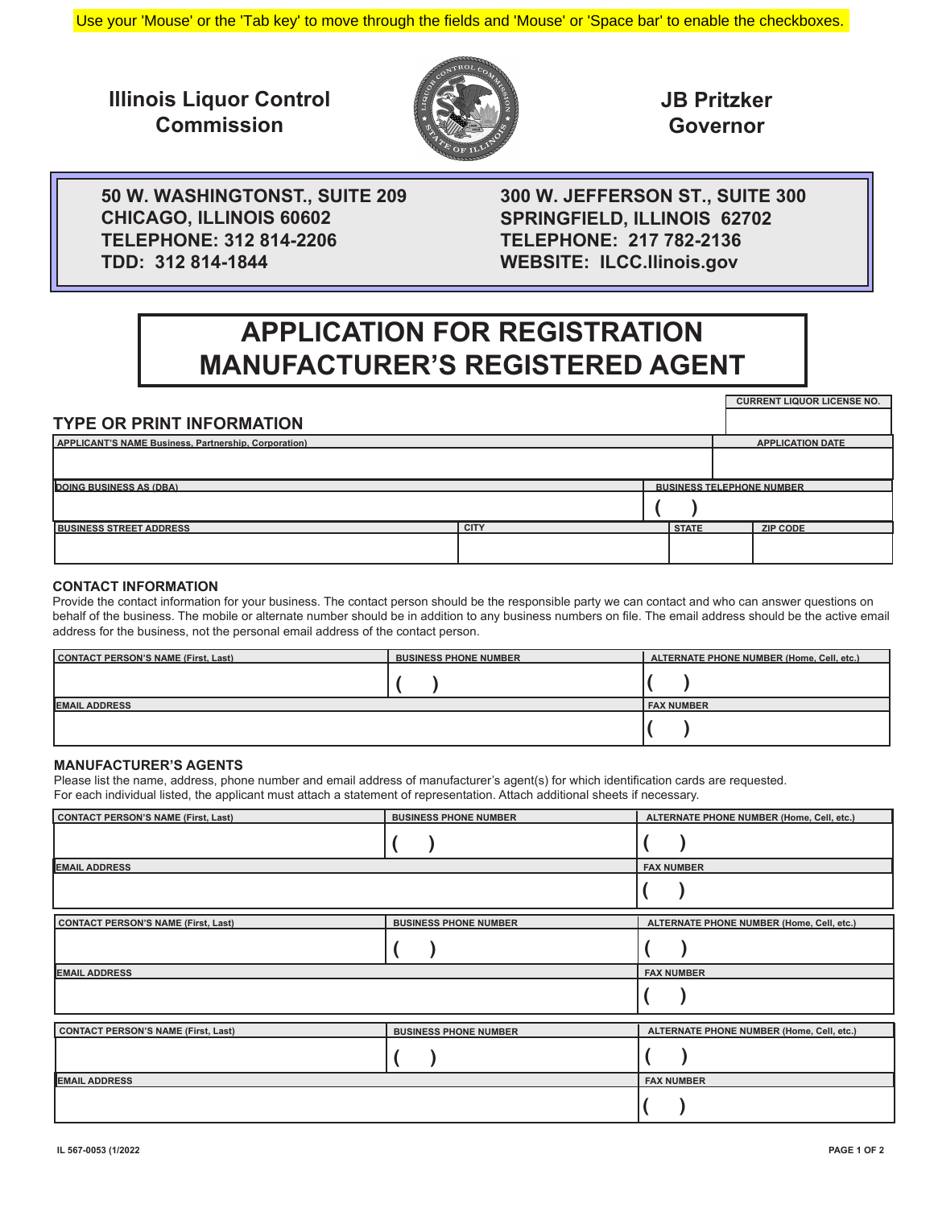Use your 'Mouse' or the 'Tab key' to move through the fields and 'Mouse' or 'Space bar' to enable the checkboxes.

**Illinois Liquor Control Commission**

**JB Pritzker Governor**

| | |
|---|---|
| **50 W. WASHINGTONST., SUITE 209** | **300 W. JEFFERSON ST., SUITE 300** |
| **CHICAGO, ILLINOIS 60602** | **SPRINGFIELD, ILLINOIS 62702** |
| **TELEPHONE: 312 814-2206** | **TELEPHONE: 217 782-2136** |
| **TDD: 312 814-1844** | **WEBSITE: ILCC.Ilinois.gov** |

# APPLICATION FOR REGISTRATION MANUFACTURER'S REGISTERED AGENT

| CURRENT LIQUOR LICENSE NO. |
|---|
| |

## TYPE OR PRINT INFORMATION

| APPLICANT'S NAME Business, Partnership, Corporation) | | | APPLICATION DATE |
|---|---|---|---|
| | | | |
| **DOING BUSINESS AS (DBA)** | | **BUSINESS TELEPHONE NUMBER** | |
| | | ( ) | |
| **BUSINESS STREET ADDRESS** | **CITY** | **STATE** | **ZIP CODE** |
| | | | |

### CONTACT INFORMATION

Provide the contact information for your business. The contact person should be the responsible party we can contact and who can answer questions on behalf of the business. The mobile or alternate number should be in addition to any business numbers on file. The email address should be the active email address for the business, not the personal email address of the contact person.

| CONTACT PERSON'S NAME (First, Last) | BUSINESS PHONE NUMBER | ALTERNATE PHONE NUMBER (Home, Cell, etc.) |
|---|---|---|
| | ( ) | ( ) |
| **EMAIL ADDRESS** | | **FAX NUMBER** |
| | | ( ) |

### MANUFACTURER'S AGENTS

Please list the name, address, phone number and email address of manufacturer's agent(s) for which identification cards are requested. For each individual listed, the applicant must attach a statement of representation. Attach additional sheets if necessary.

| CONTACT PERSON'S NAME (First, Last) | BUSINESS PHONE NUMBER | ALTERNATE PHONE NUMBER (Home, Cell, etc.) |
|---|---|---|
| | ( ) | ( ) |
| **EMAIL ADDRESS** | | **FAX NUMBER** |
| | | ( ) |

| CONTACT PERSON'S NAME (First, Last) | BUSINESS PHONE NUMBER | ALTERNATE PHONE NUMBER (Home, Cell, etc.) |
|---|---|---|
| | ( ) | ( ) |
| **EMAIL ADDRESS** | | **FAX NUMBER** |
| | | ( ) |

| CONTACT PERSON'S NAME (First, Last) | BUSINESS PHONE NUMBER | ALTERNATE PHONE NUMBER (Home, Cell, etc.) |
|---|---|---|
| | ( ) | ( ) |
| **EMAIL ADDRESS** | | **FAX NUMBER** |
| | | ( ) |

IL 567-0053 (1/2022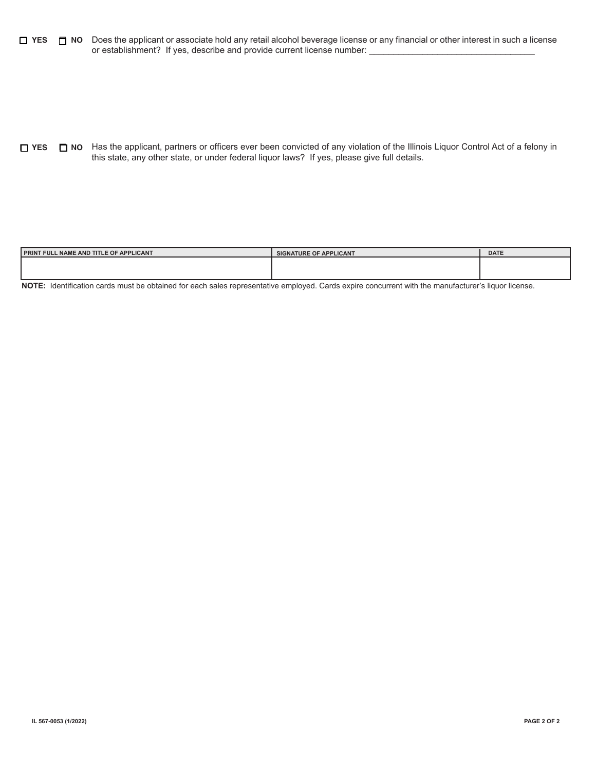☐ **YES** ☐ **NO** Does the applicant or associate hold any retail alcohol beverage license or any financial or other interest in such a license or establishment? If yes, describe and provide current license number: ___________________________________

☐ **YES** ☐ **NO** Has the applicant, partners or officers ever been convicted of any violation of the Illinois Liquor Control Act of a felony in this state, any other state, or under federal liquor laws? If yes, please give full details.

| PRINT FULL NAME AND TITLE OF APPLICANT | SIGNATURE OF APPLICANT | DATE |
|---|---|---|
| | | |

**NOTE:** Identification cards must be obtained for each sales representative employed. Cards expire concurrent with the manufacturer's liquor license.

IL 567-0053 (1/2022)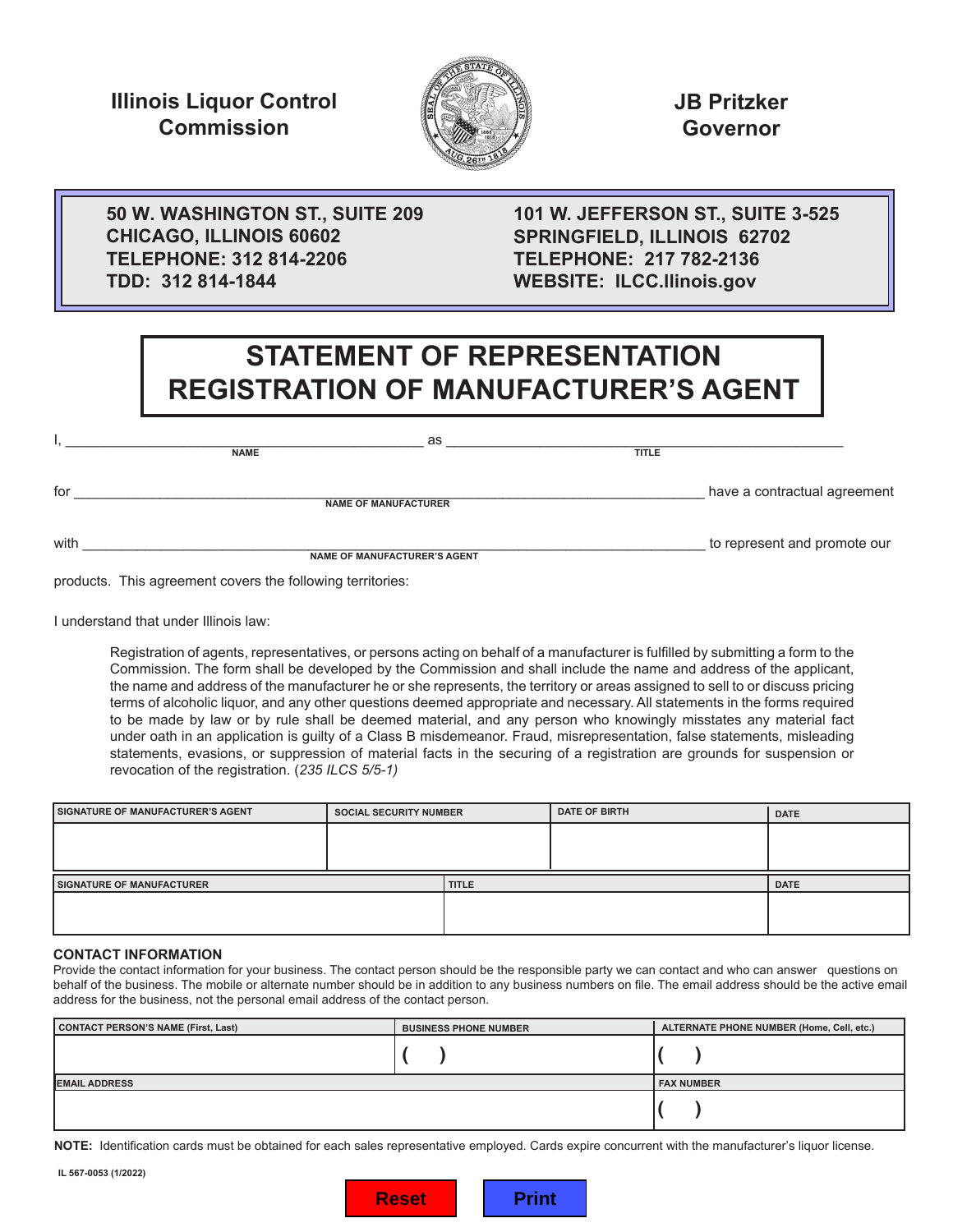Illinois Liquor Control Commission

JB Pritzker
Governor

| | |
|---|---|
| **50 W. WASHINGTON ST., SUITE 209**<br>**CHICAGO, ILLINOIS 60602**<br>**TELEPHONE: 312 814-2206**<br>**TDD: 312 814-1844** | **101 W. JEFFERSON ST., SUITE 3-525**<br>**SPRINGFIELD, ILLINOIS 62702**<br>**TELEPHONE: 217 782-2136**<br>**WEBSITE: ILCC.Ilinois.gov** |

# STATEMENT OF REPRESENTATION
# REGISTRATION OF MANUFACTURER'S AGENT

I, ______________________________ as ______________________________
NAME TITLE

for ____________________________________________ have a contractual agreement
NAME OF MANUFACTURER

with ____________________________________________ to represent and promote our
NAME OF MANUFACTURER'S AGENT

products. This agreement covers the following territories:

I understand that under Illinois law:

> Registration of agents, representatives, or persons acting on behalf of a manufacturer is fulfilled by submitting a form to the Commission. The form shall be developed by the Commission and shall include the name and address of the applicant, the name and address of the manufacturer he or she represents, the territory or areas assigned to sell to or discuss pricing terms of alcoholic liquor, and any other questions deemed appropriate and necessary. All statements in the forms required to be made by law or by rule shall be deemed material, and any person who knowingly misstates any material fact under oath in an application is guilty of a Class B misdemeanor. Fraud, misrepresentation, false statements, misleading statements, evasions, or suppression of material facts in the securing of a registration are grounds for suspension or revocation of the registration. (*235 ILCS 5/5-1)*

| SIGNATURE OF MANUFACTURER'S AGENT | SOCIAL SECURITY NUMBER | DATE OF BIRTH | DATE |
|---|---|---|---|
| | | | |

| SIGNATURE OF MANUFACTURER | TITLE | DATE |
|---|---|---|
| | | |

### CONTACT INFORMATION

Provide the contact information for your business. The contact person should be the responsible party we can contact and who can answer questions on behalf of the business. The mobile or alternate number should be in addition to any business numbers on file. The email address should be the active email address for the business, not the personal email address of the contact person.

| CONTACT PERSON'S NAME (First, Last) | BUSINESS PHONE NUMBER | ALTERNATE PHONE NUMBER (Home, Cell, etc.) |
|---|---|---|
| | ( ) | ( ) |

| EMAIL ADDRESS | FAX NUMBER |
|---|---|
| | ( ) |

**NOTE:** Identification cards must be obtained for each sales representative employed. Cards expire concurrent with the manufacturer's liquor license.

IL 567-0053 (1/2022)

Reset Print